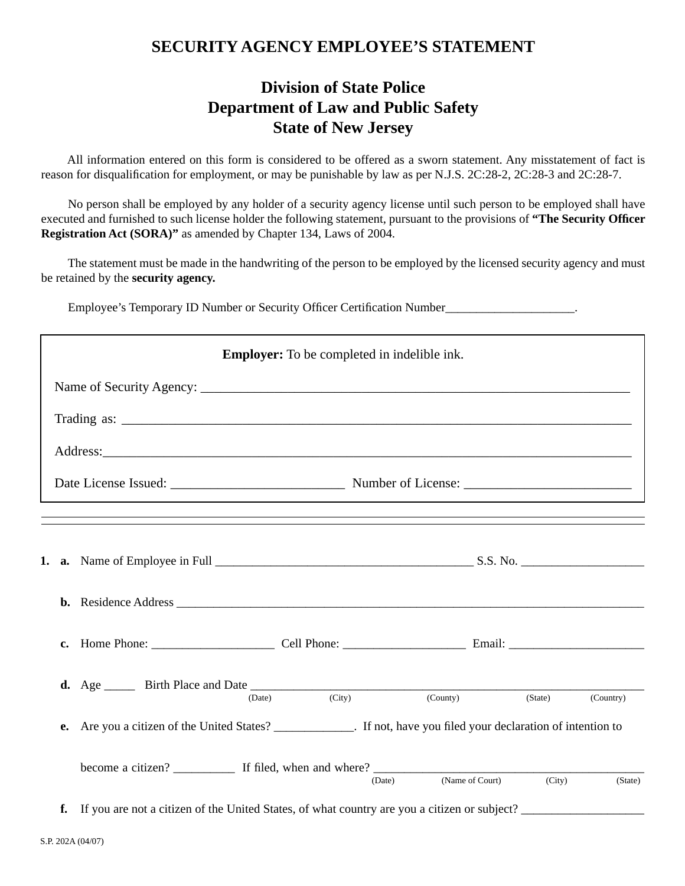# SECURITY AGENCY EMPLOYEE'S STATEMENT

## Division of State Police
## Department of Law and Public Safety
## State of New Jersey

All information entered on this form is considered to be offered as a sworn statement. Any misstatement of fact is reason for disqualification for employment, or may be punishable by law as per N.J.S. 2C:28-2, 2C:28-3 and 2C:28-7.

No person shall be employed by any holder of a security agency license until such person to be employed shall have executed and furnished to such license holder the following statement, pursuant to the provisions of **"The Security Officer Registration Act (SORA)"** as amended by Chapter 134, Laws of 2004.

The statement must be made in the handwriting of the person to be employed by the licensed security agency and must be retained by the **security agency.**

Employee's Temporary ID Number or Security Officer Certification Number____________________.

---

**Employer:** To be completed in indelible ink.

Name of Security Agency: ____________________________________________________________

Trading as: ____________________________________________________________________

Address:______________________________________________________________________

Date License Issued: __________________________ Number of License: ________________________

---

**1.** **a.** Name of Employee in Full __________________________________________ S.S. No. ___________________

**b.** Residence Address ______________________________________________________________________

**c.** Home Phone: ___________________ Cell Phone: ___________________ Email: _____________________

**d.** Age _____ Birth Place and Date ____________________________________________________________
(Date) (City) (County) (State) (Country)

**e.** Are you a citizen of the United States? _____________. If not, have you filed your declaration of intention to

become a citizen? __________ If filed, when and where? ___________________________________________
(Date) (Name of Court) (City) (State)

**f.** If you are not a citizen of the United States, of what country are you a citizen or subject? ___________________

S.P. 202A (04/07)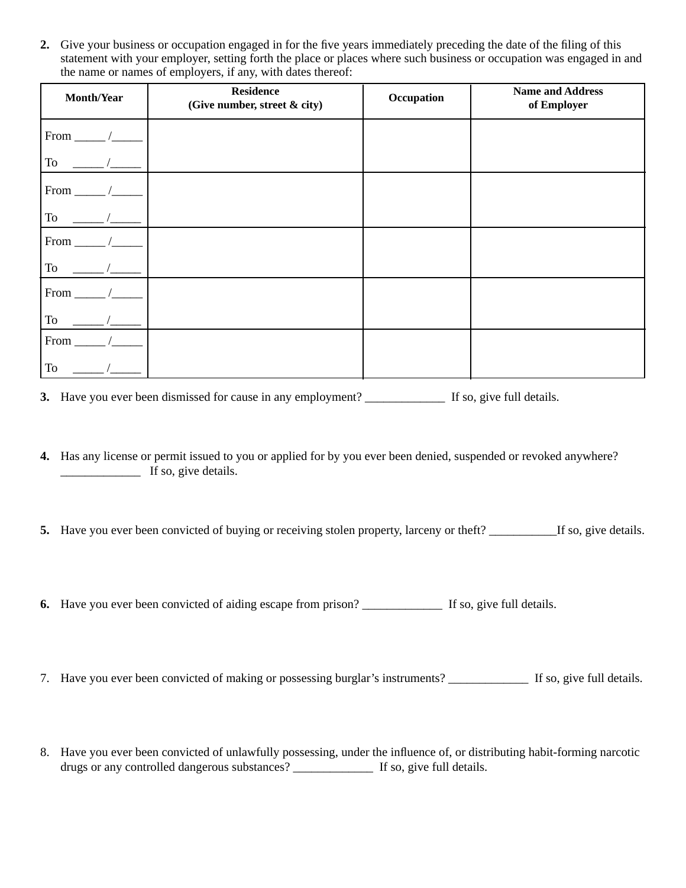2. Give your business or occupation engaged in for the five years immediately preceding the date of the filing of this statement with your employer, setting forth the place or places where such business or occupation was engaged in and the name or names of employers, if any, with dates thereof:

| Month/Year | Residence (Give number, street & city) | Occupation | Name and Address of Employer |
|---|---|---|---|
| From _____ /_____ To _____ /_____ | | | |
| From _____ /_____ To _____ /_____ | | | |
| From _____ /_____ To _____ /_____ | | | |
| From _____ /_____ To _____ /_____ | | | |
| From _____ /_____ To _____ /_____ | | | |

3. Have you ever been dismissed for cause in any employment? _____________ If so, give full details.

4. Has any license or permit issued to you or applied for by you ever been denied, suspended or revoked anywhere? _____________ If so, give details.

5. Have you ever been convicted of buying or receiving stolen property, larceny or theft? ___________If so, give details.

6. Have you ever been convicted of aiding escape from prison? _____________ If so, give full details.

7. Have you ever been convicted of making or possessing burglar's instruments? _____________ If so, give full details.

8. Have you ever been convicted of unlawfully possessing, under the influence of, or distributing habit-forming narcotic drugs or any controlled dangerous substances? _____________ If so, give full details.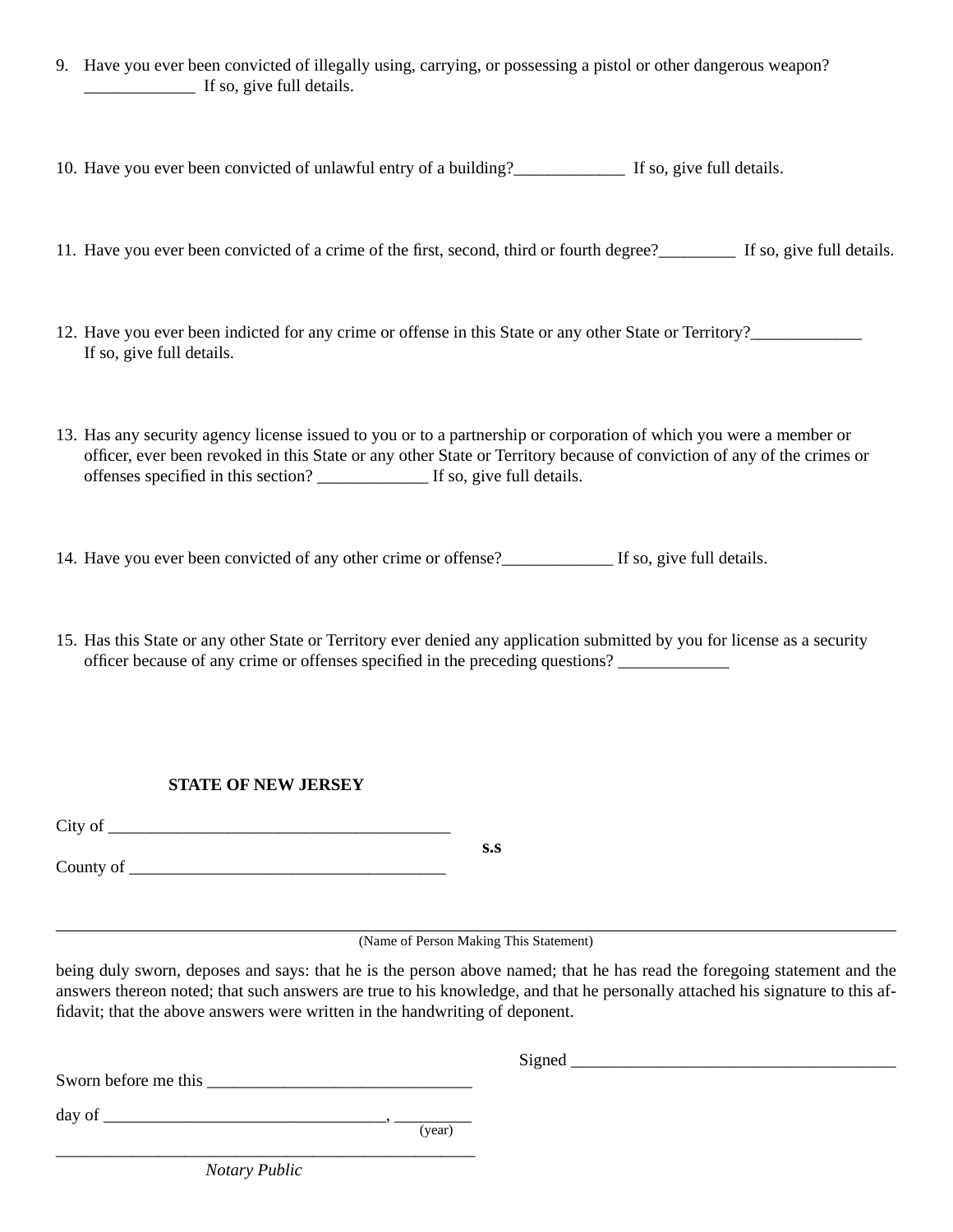9. Have you ever been convicted of illegally using, carrying, or possessing a pistol or other dangerous weapon? _____________ If so, give full details.

10. Have you ever been convicted of unlawful entry of a building?_____________ If so, give full details.

11. Have you ever been convicted of a crime of the first, second, third or fourth degree?_________ If so, give full details.

12. Have you ever been indicted for any crime or offense in this State or any other State or Territory?_____________ If so, give full details.

13. Has any security agency license issued to you or to a partnership or corporation of which you were a member or officer, ever been revoked in this State or any other State or Territory because of conviction of any of the crimes or offenses specified in this section? _____________ If so, give full details.

14. Have you ever been convicted of any other crime or offense?_____________ If so, give full details.

15. Has this State or any other State or Territory ever denied any application submitted by you for license as a security officer because of any crime or offenses specified in the preceding questions? _____________

**STATE OF NEW JERSEY**

City of ________________________________________

**s.s**

County of _____________________________________

_____________________________________________________________________________________________
(Name of Person Making This Statement)

being duly sworn, deposes and says: that he is the person above named; that he has read the foregoing statement and the answers thereon noted; that such answers are true to his knowledge, and that he personally attached his signature to this affidavit; that the above answers were written in the handwriting of deponent.

Signed ______________________________________

Sworn before me this _______________________________

day of _________________________________, _________
(year)

__________________________________________________
*Notary Public*